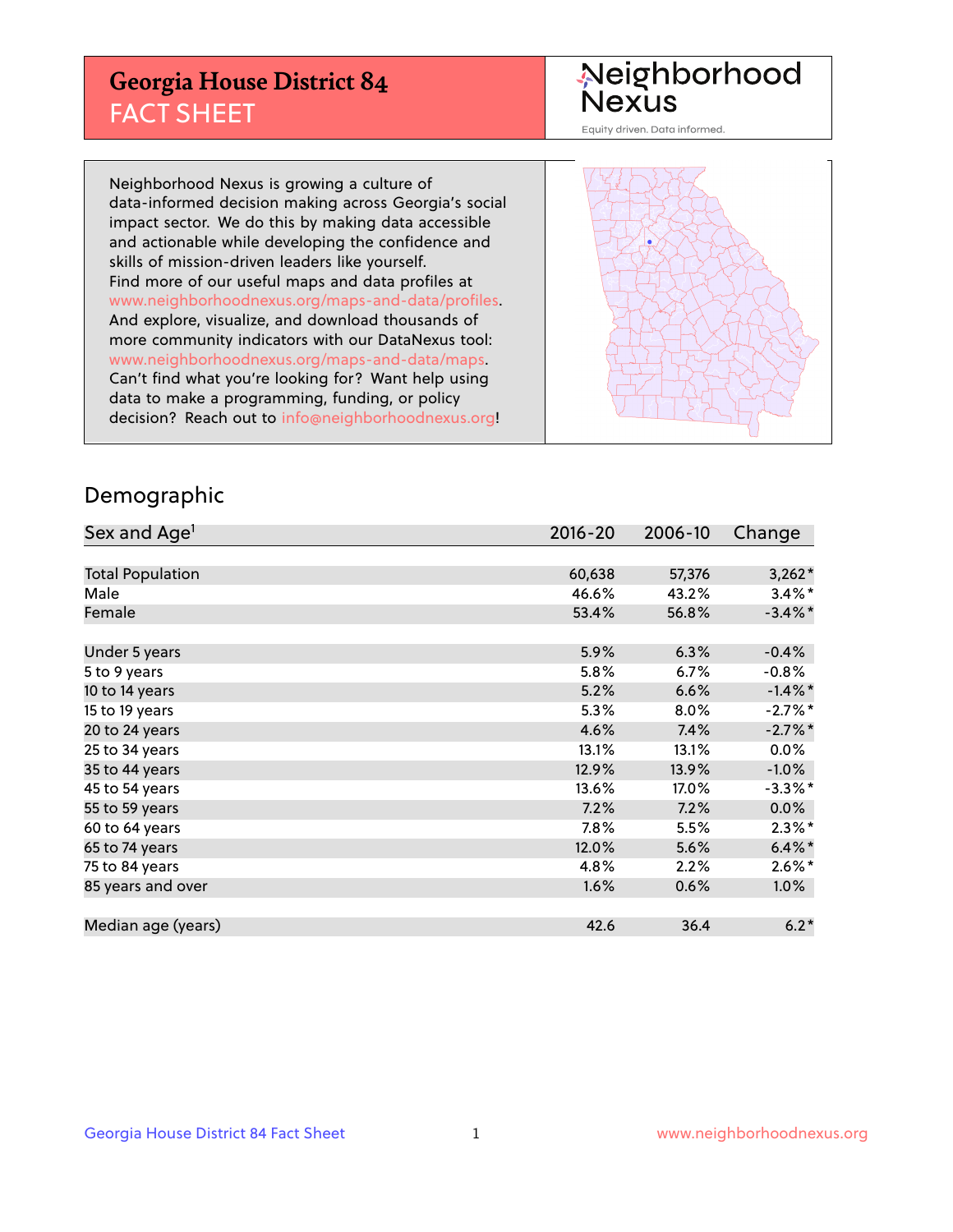# Georgia House District 84

## FACT SHEET

Neighborhood Nexus

Equity driven. Data informed.

Neighborhood Nexus is growing a culture of data-informed decision making across Georgia's social impact sector. We do this by making data accessible and actionable while developing the confidence and skills of mission-driven leaders like yourself. Find more of our useful maps and data profiles at www.neighborhoodnexus.org/maps-and-data/profiles. And explore, visualize, and download thousands of more community indicators with our DataNexus tool: www.neighborhoodnexus.org/maps-and-data/maps. Can't find what you're looking for? Want help using data to make a programming, funding, or policy decision? Reach out to info@neighborhoodnexus.org!

## Demographic

| Sex and Age[1] | 2016-20 | 2006-10 | Change |
|---|---|---|---|
| Total Population | 60,638 | 57,376 | 3,262* |
| Male | 46.6% | 43.2% | 3.4%* |
| Female | 53.4% | 56.8% | -3.4%* |
| | | | |
| Under 5 years | 5.9% | 6.3% | -0.4% |
| 5 to 9 years | 5.8% | 6.7% | -0.8% |
| 10 to 14 years | 5.2% | 6.6% | -1.4%* |
| 15 to 19 years | 5.3% | 8.0% | -2.7%* |
| 20 to 24 years | 4.6% | 7.4% | -2.7%* |
| 25 to 34 years | 13.1% | 13.1% | 0.0% |
| 35 to 44 years | 12.9% | 13.9% | -1.0% |
| 45 to 54 years | 13.6% | 17.0% | -3.3%* |
| 55 to 59 years | 7.2% | 7.2% | 0.0% |
| 60 to 64 years | 7.8% | 5.5% | 2.3%* |
| 65 to 74 years | 12.0% | 5.6% | 6.4%* |
| 75 to 84 years | 4.8% | 2.2% | 2.6%* |
| 85 years and over | 1.6% | 0.6% | 1.0% |
| | | | |
| Median age (years) | 42.6 | 36.4 | 6.2* |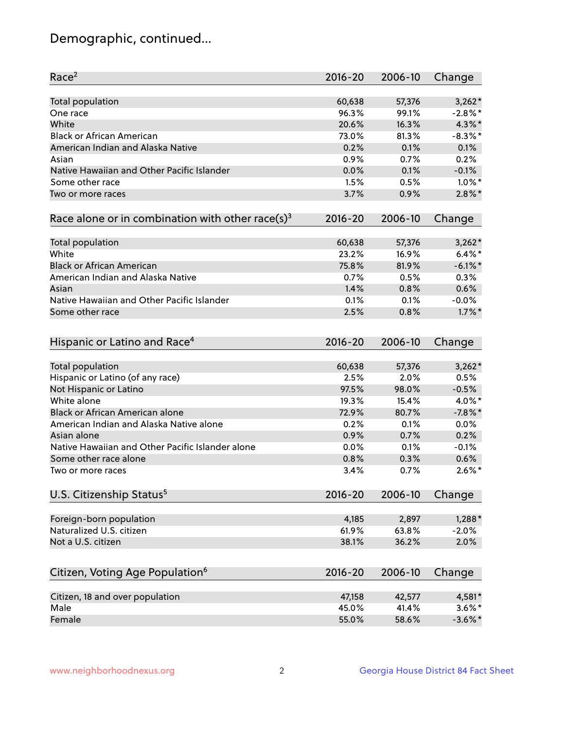# Demographic, continued...

| Race[2] | 2016-20 | 2006-10 | Change |
|---|---|---|---|
| Total population | 60,638 | 57,376 | 3,262* |
| One race | 96.3% | 99.1% | -2.8%* |
| White | 20.6% | 16.3% | 4.3%* |
| Black or African American | 73.0% | 81.3% | -8.3%* |
| American Indian and Alaska Native | 0.2% | 0.1% | 0.1% |
| Asian | 0.9% | 0.7% | 0.2% |
| Native Hawaiian and Other Pacific Islander | 0.0% | 0.1% | -0.1% |
| Some other race | 1.5% | 0.5% | 1.0%* |
| Two or more races | 3.7% | 0.9% | 2.8%* |

| Race alone or in combination with other race(s)[3] | 2016-20 | 2006-10 | Change |
|---|---|---|---|
| Total population | 60,638 | 57,376 | 3,262* |
| White | 23.2% | 16.9% | 6.4%* |
| Black or African American | 75.8% | 81.9% | -6.1%* |
| American Indian and Alaska Native | 0.7% | 0.5% | 0.3% |
| Asian | 1.4% | 0.8% | 0.6% |
| Native Hawaiian and Other Pacific Islander | 0.1% | 0.1% | -0.0% |
| Some other race | 2.5% | 0.8% | 1.7%* |

| Hispanic or Latino and Race[4] | 2016-20 | 2006-10 | Change |
|---|---|---|---|
| Total population | 60,638 | 57,376 | 3,262* |
| Hispanic or Latino (of any race) | 2.5% | 2.0% | 0.5% |
| Not Hispanic or Latino | 97.5% | 98.0% | -0.5% |
| White alone | 19.3% | 15.4% | 4.0%* |
| Black or African American alone | 72.9% | 80.7% | -7.8%* |
| American Indian and Alaska Native alone | 0.2% | 0.1% | 0.0% |
| Asian alone | 0.9% | 0.7% | 0.2% |
| Native Hawaiian and Other Pacific Islander alone | 0.0% | 0.1% | -0.1% |
| Some other race alone | 0.8% | 0.3% | 0.6% |
| Two or more races | 3.4% | 0.7% | 2.6%* |

| U.S. Citizenship Status[5] | 2016-20 | 2006-10 | Change |
|---|---|---|---|
| Foreign-born population | 4,185 | 2,897 | 1,288* |
| Naturalized U.S. citizen | 61.9% | 63.8% | -2.0% |
| Not a U.S. citizen | 38.1% | 36.2% | 2.0% |

| Citizen, Voting Age Population[6] | 2016-20 | 2006-10 | Change |
|---|---|---|---|
| Citizen, 18 and over population | 47,158 | 42,577 | 4,581* |
| Male | 45.0% | 41.4% | 3.6%* |
| Female | 55.0% | 58.6% | -3.6%* |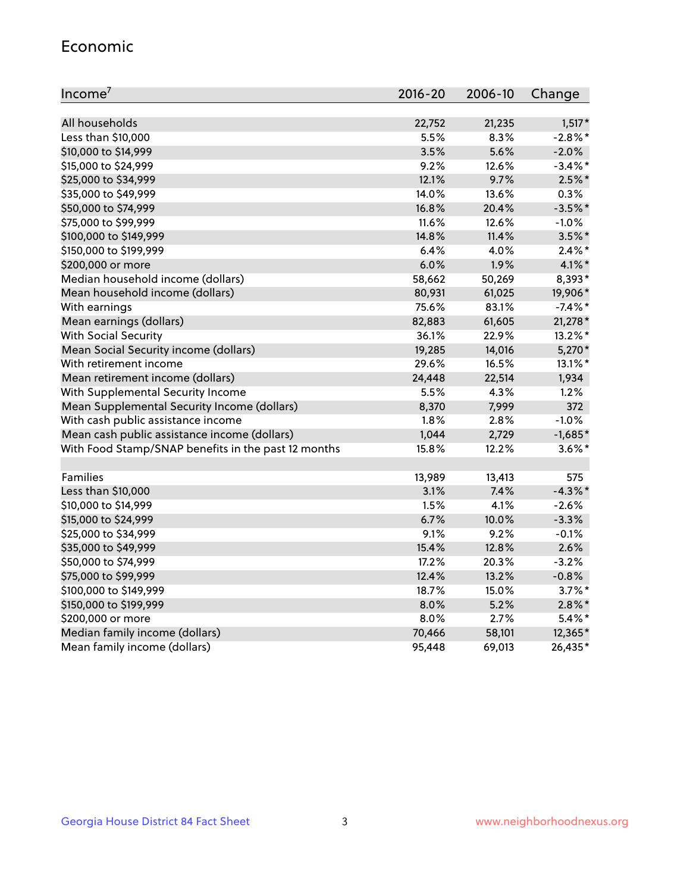## Economic

| Income[7] | 2016-20 | 2006-10 | Change |
|---|---|---|---|
| All households | 22,752 | 21,235 | 1,517* |
| Less than $10,000 | 5.5% | 8.3% | -2.8%* |
| $10,000 to $14,999 | 3.5% | 5.6% | -2.0% |
| $15,000 to $24,999 | 9.2% | 12.6% | -3.4%* |
| $25,000 to $34,999 | 12.1% | 9.7% | 2.5%* |
| $35,000 to $49,999 | 14.0% | 13.6% | 0.3% |
| $50,000 to $74,999 | 16.8% | 20.4% | -3.5%* |
| $75,000 to $99,999 | 11.6% | 12.6% | -1.0% |
| $100,000 to $149,999 | 14.8% | 11.4% | 3.5%* |
| $150,000 to $199,999 | 6.4% | 4.0% | 2.4%* |
| $200,000 or more | 6.0% | 1.9% | 4.1%* |
| Median household income (dollars) | 58,662 | 50,269 | 8,393* |
| Mean household income (dollars) | 80,931 | 61,025 | 19,906* |
| With earnings | 75.6% | 83.1% | -7.4%* |
| Mean earnings (dollars) | 82,883 | 61,605 | 21,278* |
| With Social Security | 36.1% | 22.9% | 13.2%* |
| Mean Social Security income (dollars) | 19,285 | 14,016 | 5,270* |
| With retirement income | 29.6% | 16.5% | 13.1%* |
| Mean retirement income (dollars) | 24,448 | 22,514 | 1,934 |
| With Supplemental Security Income | 5.5% | 4.3% | 1.2% |
| Mean Supplemental Security Income (dollars) | 8,370 | 7,999 | 372 |
| With cash public assistance income | 1.8% | 2.8% | -1.0% |
| Mean cash public assistance income (dollars) | 1,044 | 2,729 | -1,685* |
| With Food Stamp/SNAP benefits in the past 12 months | 15.8% | 12.2% | 3.6%* |
| | | | |
| Families | 13,989 | 13,413 | 575 |
| Less than $10,000 | 3.1% | 7.4% | -4.3%* |
| $10,000 to $14,999 | 1.5% | 4.1% | -2.6% |
| $15,000 to $24,999 | 6.7% | 10.0% | -3.3% |
| $25,000 to $34,999 | 9.1% | 9.2% | -0.1% |
| $35,000 to $49,999 | 15.4% | 12.8% | 2.6% |
| $50,000 to $74,999 | 17.2% | 20.3% | -3.2% |
| $75,000 to $99,999 | 12.4% | 13.2% | -0.8% |
| $100,000 to $149,999 | 18.7% | 15.0% | 3.7%* |
| $150,000 to $199,999 | 8.0% | 5.2% | 2.8%* |
| $200,000 or more | 8.0% | 2.7% | 5.4%* |
| Median family income (dollars) | 70,466 | 58,101 | 12,365* |
| Mean family income (dollars) | 95,448 | 69,013 | 26,435* |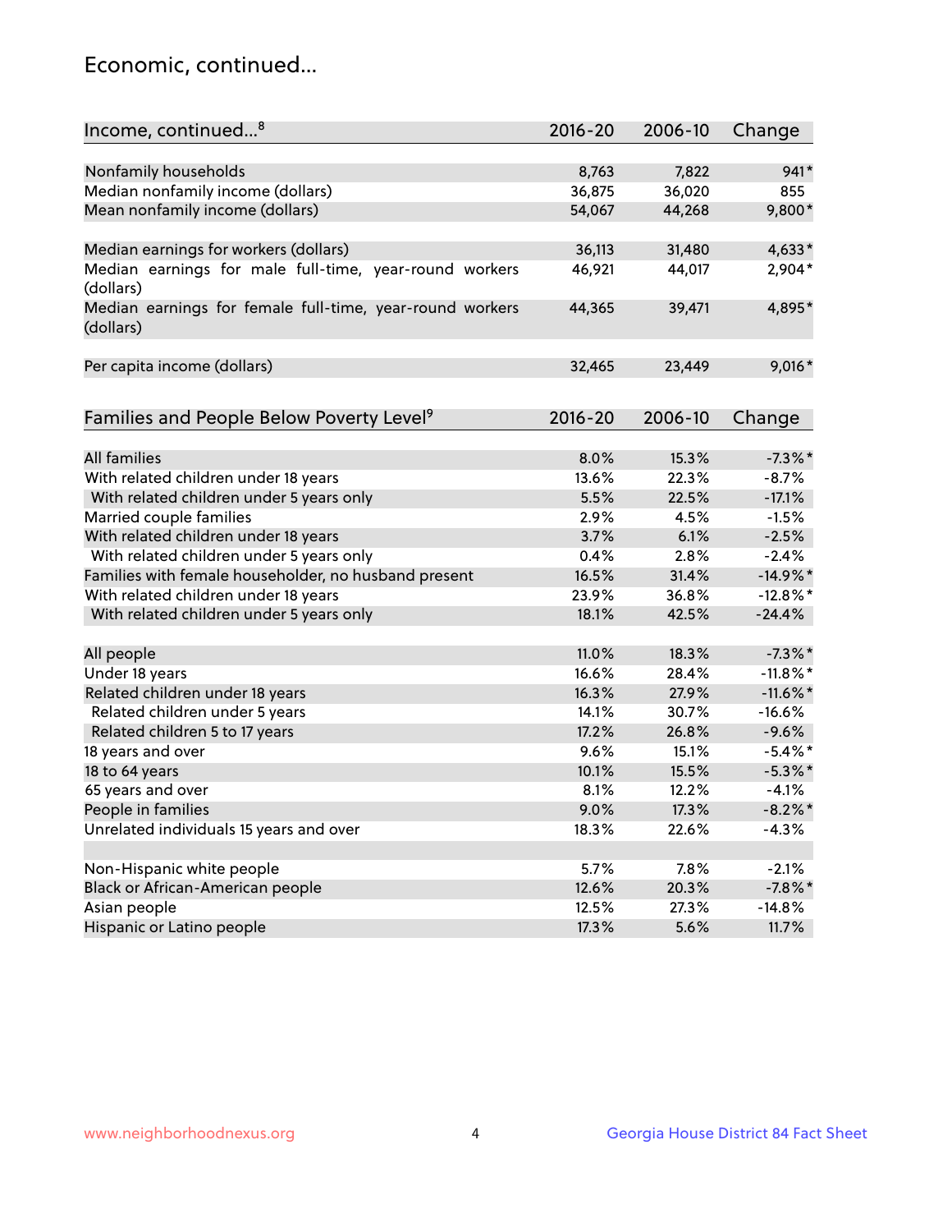## Economic, continued...

| Income, continued...[8] | 2016-20 | 2006-10 | Change |
|---|---|---|---|
| Nonfamily households | 8,763 | 7,822 | 941* |
| Median nonfamily income (dollars) | 36,875 | 36,020 | 855 |
| Mean nonfamily income (dollars) | 54,067 | 44,268 | 9,800* |
| Median earnings for workers (dollars) | 36,113 | 31,480 | 4,633* |
| Median earnings for male full-time, year-round workers (dollars) | 46,921 | 44,017 | 2,904* |
| Median earnings for female full-time, year-round workers (dollars) | 44,365 | 39,471 | 4,895* |
| Per capita income (dollars) | 32,465 | 23,449 | 9,016* |

| Families and People Below Poverty Level[9] | 2016-20 | 2006-10 | Change |
|---|---|---|---|
| All families | 8.0% | 15.3% | -7.3%* |
| With related children under 18 years | 13.6% | 22.3% | -8.7% |
| With related children under 5 years only | 5.5% | 22.5% | -17.1% |
| Married couple families | 2.9% | 4.5% | -1.5% |
| With related children under 18 years | 3.7% | 6.1% | -2.5% |
| With related children under 5 years only | 0.4% | 2.8% | -2.4% |
| Families with female householder, no husband present | 16.5% | 31.4% | -14.9%* |
| With related children under 18 years | 23.9% | 36.8% | -12.8%* |
| With related children under 5 years only | 18.1% | 42.5% | -24.4% |
| All people | 11.0% | 18.3% | -7.3%* |
| Under 18 years | 16.6% | 28.4% | -11.8%* |
| Related children under 18 years | 16.3% | 27.9% | -11.6%* |
| Related children under 5 years | 14.1% | 30.7% | -16.6% |
| Related children 5 to 17 years | 17.2% | 26.8% | -9.6% |
| 18 years and over | 9.6% | 15.1% | -5.4%* |
| 18 to 64 years | 10.1% | 15.5% | -5.3%* |
| 65 years and over | 8.1% | 12.2% | -4.1% |
| People in families | 9.0% | 17.3% | -8.2%* |
| Unrelated individuals 15 years and over | 18.3% | 22.6% | -4.3% |
| Non-Hispanic white people | 5.7% | 7.8% | -2.1% |
| Black or African-American people | 12.6% | 20.3% | -7.8%* |
| Asian people | 12.5% | 27.3% | -14.8% |
| Hispanic or Latino people | 17.3% | 5.6% | 11.7% |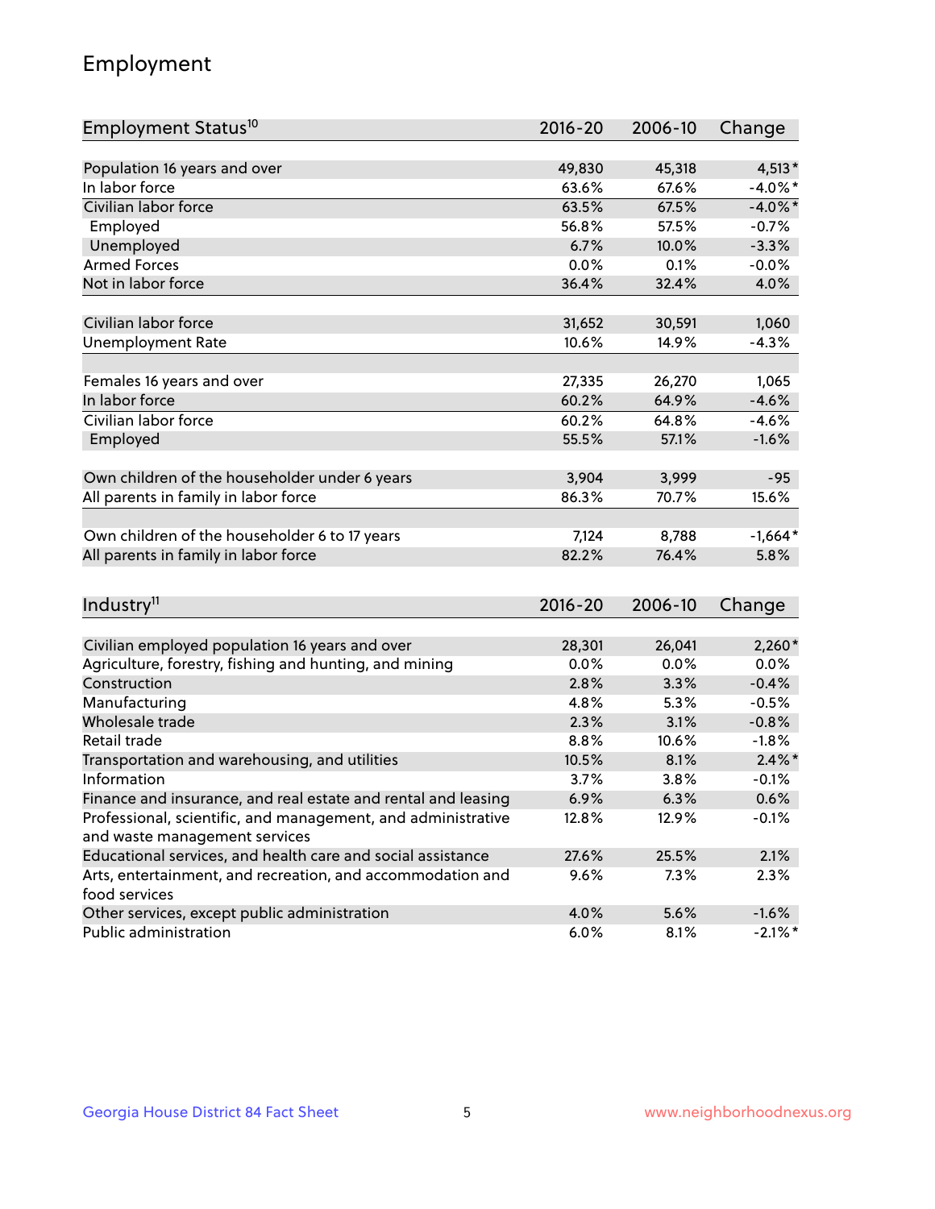## Employment

| Employment Status[10] | 2016-20 | 2006-10 | Change |
|---|---|---|---|
| Population 16 years and over | 49,830 | 45,318 | 4,513* |
| In labor force | 63.6% | 67.6% | -4.0%* |
| Civilian labor force | 63.5% | 67.5% | -4.0%* |
| Employed | 56.8% | 57.5% | -0.7% |
| Unemployed | 6.7% | 10.0% | -3.3% |
| Armed Forces | 0.0% | 0.1% | -0.0% |
| Not in labor force | 36.4% | 32.4% | 4.0% |
| Civilian labor force | 31,652 | 30,591 | 1,060 |
| Unemployment Rate | 10.6% | 14.9% | -4.3% |
| Females 16 years and over | 27,335 | 26,270 | 1,065 |
| In labor force | 60.2% | 64.9% | -4.6% |
| Civilian labor force | 60.2% | 64.8% | -4.6% |
| Employed | 55.5% | 57.1% | -1.6% |
| Own children of the householder under 6 years | 3,904 | 3,999 | -95 |
| All parents in family in labor force | 86.3% | 70.7% | 15.6% |
| Own children of the householder 6 to 17 years | 7,124 | 8,788 | -1,664* |
| All parents in family in labor force | 82.2% | 76.4% | 5.8% |

| Industry[11] | 2016-20 | 2006-10 | Change |
|---|---|---|---|
| Civilian employed population 16 years and over | 28,301 | 26,041 | 2,260* |
| Agriculture, forestry, fishing and hunting, and mining | 0.0% | 0.0% | 0.0% |
| Construction | 2.8% | 3.3% | -0.4% |
| Manufacturing | 4.8% | 5.3% | -0.5% |
| Wholesale trade | 2.3% | 3.1% | -0.8% |
| Retail trade | 8.8% | 10.6% | -1.8% |
| Transportation and warehousing, and utilities | 10.5% | 8.1% | 2.4%* |
| Information | 3.7% | 3.8% | -0.1% |
| Finance and insurance, and real estate and rental and leasing | 6.9% | 6.3% | 0.6% |
| Professional, scientific, and management, and administrative and waste management services | 12.8% | 12.9% | -0.1% |
| Educational services, and health care and social assistance | 27.6% | 25.5% | 2.1% |
| Arts, entertainment, and recreation, and accommodation and food services | 9.6% | 7.3% | 2.3% |
| Other services, except public administration | 4.0% | 5.6% | -1.6% |
| Public administration | 6.0% | 8.1% | -2.1%* |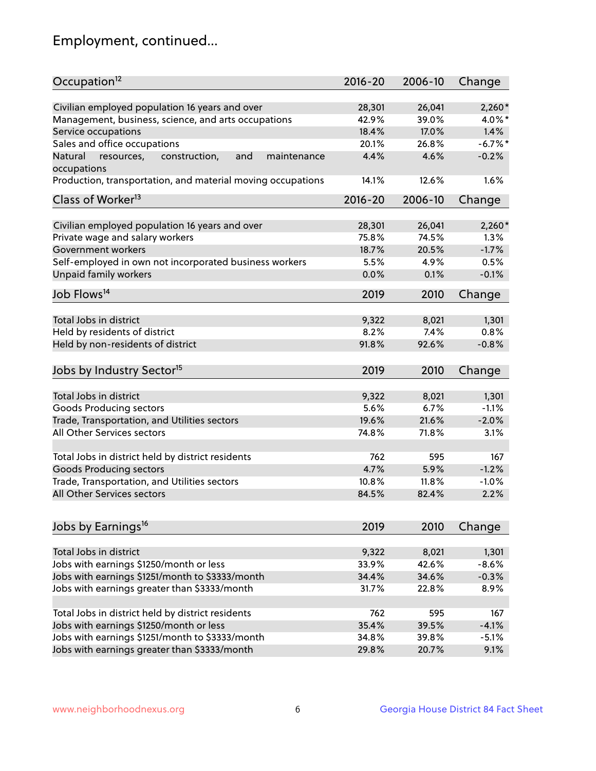# Employment, continued...

| Occupation[12] | 2016-20 | 2006-10 | Change |
|---|---|---|---|
| Civilian employed population 16 years and over | 28,301 | 26,041 | 2,260* |
| Management, business, science, and arts occupations | 42.9% | 39.0% | 4.0%* |
| Service occupations | 18.4% | 17.0% | 1.4% |
| Sales and office occupations | 20.1% | 26.8% | -6.7%* |
| Natural resources, construction, and maintenance occupations | 4.4% | 4.6% | -0.2% |
| Production, transportation, and material moving occupations | 14.1% | 12.6% | 1.6% |

| Class of Worker[13] | 2016-20 | 2006-10 | Change |
|---|---|---|---|
| Civilian employed population 16 years and over | 28,301 | 26,041 | 2,260* |
| Private wage and salary workers | 75.8% | 74.5% | 1.3% |
| Government workers | 18.7% | 20.5% | -1.7% |
| Self-employed in own not incorporated business workers | 5.5% | 4.9% | 0.5% |
| Unpaid family workers | 0.0% | 0.1% | -0.1% |

| Job Flows[14] | 2019 | 2010 | Change |
|---|---|---|---|
| Total Jobs in district | 9,322 | 8,021 | 1,301 |
| Held by residents of district | 8.2% | 7.4% | 0.8% |
| Held by non-residents of district | 91.8% | 92.6% | -0.8% |

| Jobs by Industry Sector[15] | 2019 | 2010 | Change |
|---|---|---|---|
| Total Jobs in district | 9,322 | 8,021 | 1,301 |
| Goods Producing sectors | 5.6% | 6.7% | -1.1% |
| Trade, Transportation, and Utilities sectors | 19.6% | 21.6% | -2.0% |
| All Other Services sectors | 74.8% | 71.8% | 3.1% |
| | | | |
| Total Jobs in district held by district residents | 762 | 595 | 167 |
| Goods Producing sectors | 4.7% | 5.9% | -1.2% |
| Trade, Transportation, and Utilities sectors | 10.8% | 11.8% | -1.0% |
| All Other Services sectors | 84.5% | 82.4% | 2.2% |

| Jobs by Earnings[16] | 2019 | 2010 | Change |
|---|---|---|---|
| Total Jobs in district | 9,322 | 8,021 | 1,301 |
| Jobs with earnings $1250/month or less | 33.9% | 42.6% | -8.6% |
| Jobs with earnings $1251/month to $3333/month | 34.4% | 34.6% | -0.3% |
| Jobs with earnings greater than $3333/month | 31.7% | 22.8% | 8.9% |
| | | | |
| Total Jobs in district held by district residents | 762 | 595 | 167 |
| Jobs with earnings $1250/month or less | 35.4% | 39.5% | -4.1% |
| Jobs with earnings $1251/month to $3333/month | 34.8% | 39.8% | -5.1% |
| Jobs with earnings greater than $3333/month | 29.8% | 20.7% | 9.1% |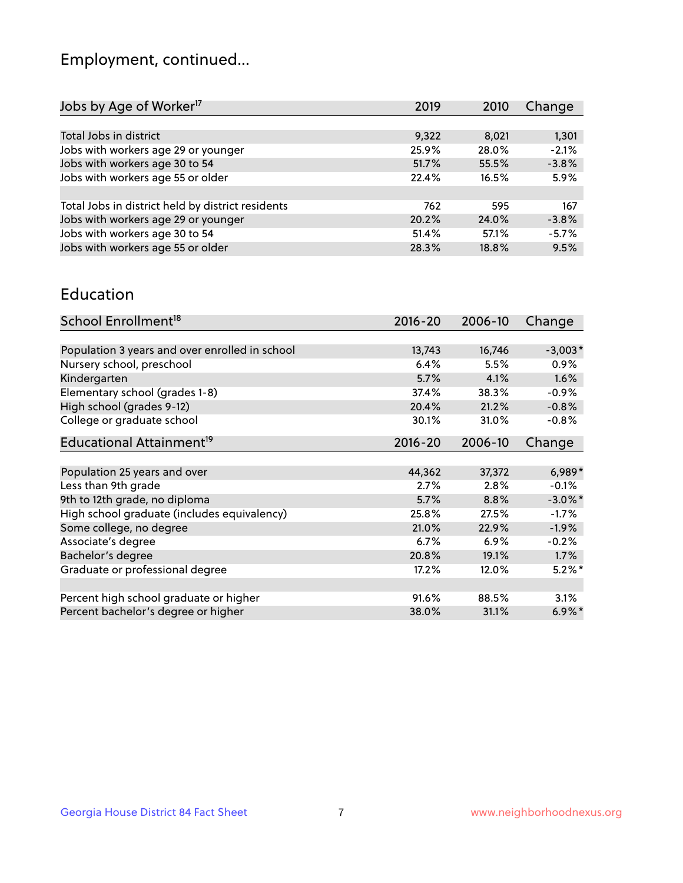## Employment, continued...

| Jobs by Age of Worker[17] | 2019 | 2010 | Change |
|---|---|---|---|
| Total Jobs in district | 9,322 | 8,021 | 1,301 |
| Jobs with workers age 29 or younger | 25.9% | 28.0% | -2.1% |
| Jobs with workers age 30 to 54 | 51.7% | 55.5% | -3.8% |
| Jobs with workers age 55 or older | 22.4% | 16.5% | 5.9% |
| | | | |
| Total Jobs in district held by district residents | 762 | 595 | 167 |
| Jobs with workers age 29 or younger | 20.2% | 24.0% | -3.8% |
| Jobs with workers age 30 to 54 | 51.4% | 57.1% | -5.7% |
| Jobs with workers age 55 or older | 28.3% | 18.8% | 9.5% |

## Education

| School Enrollment[18] | 2016-20 | 2006-10 | Change |
|---|---|---|---|
| Population 3 years and over enrolled in school | 13,743 | 16,746 | -3,003* |
| Nursery school, preschool | 6.4% | 5.5% | 0.9% |
| Kindergarten | 5.7% | 4.1% | 1.6% |
| Elementary school (grades 1-8) | 37.4% | 38.3% | -0.9% |
| High school (grades 9-12) | 20.4% | 21.2% | -0.8% |
| College or graduate school | 30.1% | 31.0% | -0.8% |

| Educational Attainment[19] | 2016-20 | 2006-10 | Change |
|---|---|---|---|
| Population 25 years and over | 44,362 | 37,372 | 6,989* |
| Less than 9th grade | 2.7% | 2.8% | -0.1% |
| 9th to 12th grade, no diploma | 5.7% | 8.8% | -3.0%* |
| High school graduate (includes equivalency) | 25.8% | 27.5% | -1.7% |
| Some college, no degree | 21.0% | 22.9% | -1.9% |
| Associate's degree | 6.7% | 6.9% | -0.2% |
| Bachelor's degree | 20.8% | 19.1% | 1.7% |
| Graduate or professional degree | 17.2% | 12.0% | 5.2%* |
| | | | |
| Percent high school graduate or higher | 91.6% | 88.5% | 3.1% |
| Percent bachelor's degree or higher | 38.0% | 31.1% | 6.9%* |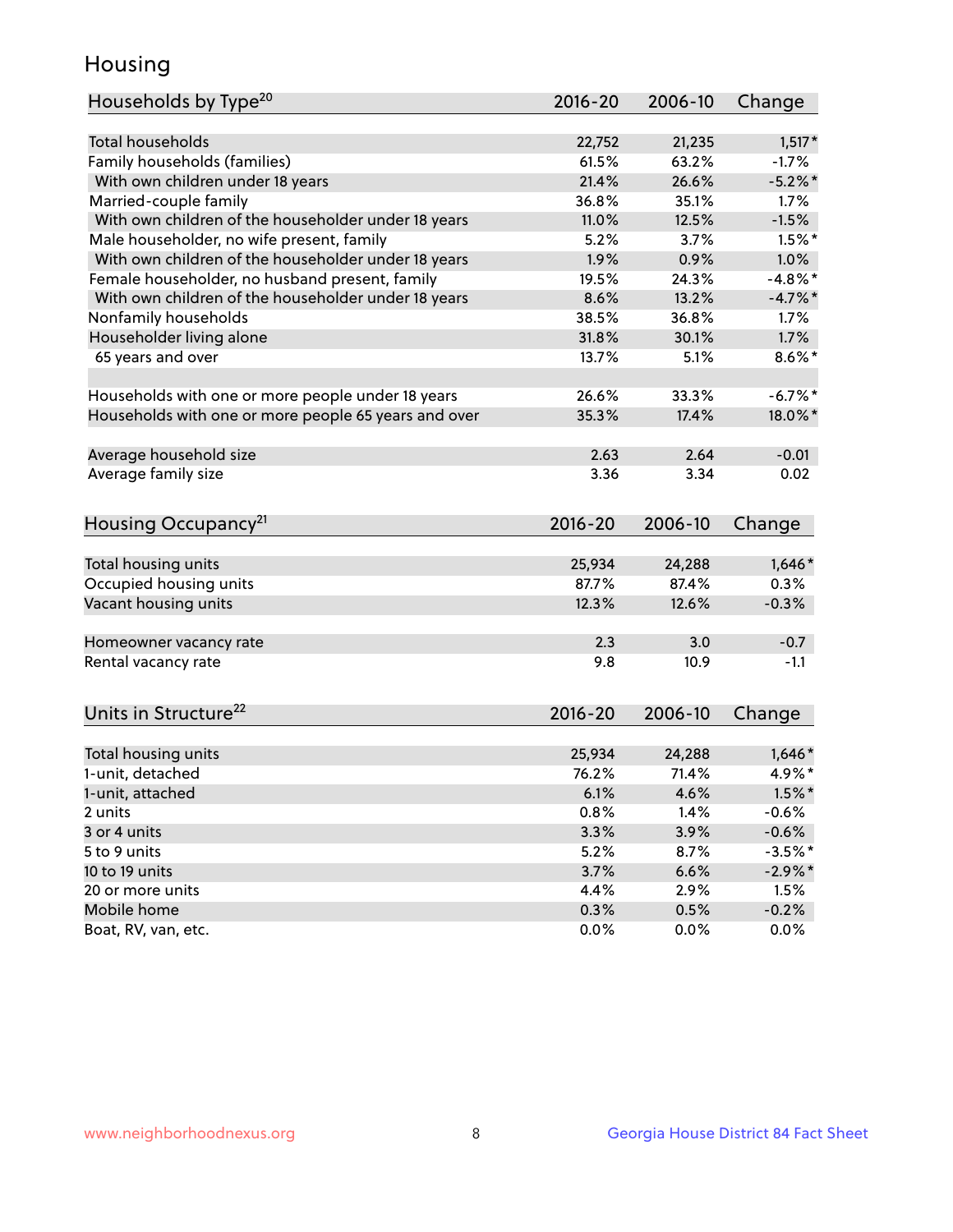# Housing

| Households by Type[20] | 2016-20 | 2006-10 | Change |
|---|---|---|---|
| Total households | 22,752 | 21,235 | 1,517* |
| Family households (families) | 61.5% | 63.2% | -1.7% |
| With own children under 18 years | 21.4% | 26.6% | -5.2%* |
| Married-couple family | 36.8% | 35.1% | 1.7% |
| With own children of the householder under 18 years | 11.0% | 12.5% | -1.5% |
| Male householder, no wife present, family | 5.2% | 3.7% | 1.5%* |
| With own children of the householder under 18 years | 1.9% | 0.9% | 1.0% |
| Female householder, no husband present, family | 19.5% | 24.3% | -4.8%* |
| With own children of the householder under 18 years | 8.6% | 13.2% | -4.7%* |
| Nonfamily households | 38.5% | 36.8% | 1.7% |
| Householder living alone | 31.8% | 30.1% | 1.7% |
| 65 years and over | 13.7% | 5.1% | 8.6%* |
| | | | |
| Households with one or more people under 18 years | 26.6% | 33.3% | -6.7%* |
| Households with one or more people 65 years and over | 35.3% | 17.4% | 18.0%* |
| | | | |
| Average household size | 2.63 | 2.64 | -0.01 |
| Average family size | 3.36 | 3.34 | 0.02 |

| Housing Occupancy[21] | 2016-20 | 2006-10 | Change |
|---|---|---|---|
| Total housing units | 25,934 | 24,288 | 1,646* |
| Occupied housing units | 87.7% | 87.4% | 0.3% |
| Vacant housing units | 12.3% | 12.6% | -0.3% |
| | | | |
| Homeowner vacancy rate | 2.3 | 3.0 | -0.7 |
| Rental vacancy rate | 9.8 | 10.9 | -1.1 |

| Units in Structure[22] | 2016-20 | 2006-10 | Change |
|---|---|---|---|
| Total housing units | 25,934 | 24,288 | 1,646* |
| 1-unit, detached | 76.2% | 71.4% | 4.9%* |
| 1-unit, attached | 6.1% | 4.6% | 1.5%* |
| 2 units | 0.8% | 1.4% | -0.6% |
| 3 or 4 units | 3.3% | 3.9% | -0.6% |
| 5 to 9 units | 5.2% | 8.7% | -3.5%* |
| 10 to 19 units | 3.7% | 6.6% | -2.9%* |
| 20 or more units | 4.4% | 2.9% | 1.5% |
| Mobile home | 0.3% | 0.5% | -0.2% |
| Boat, RV, van, etc. | 0.0% | 0.0% | 0.0% |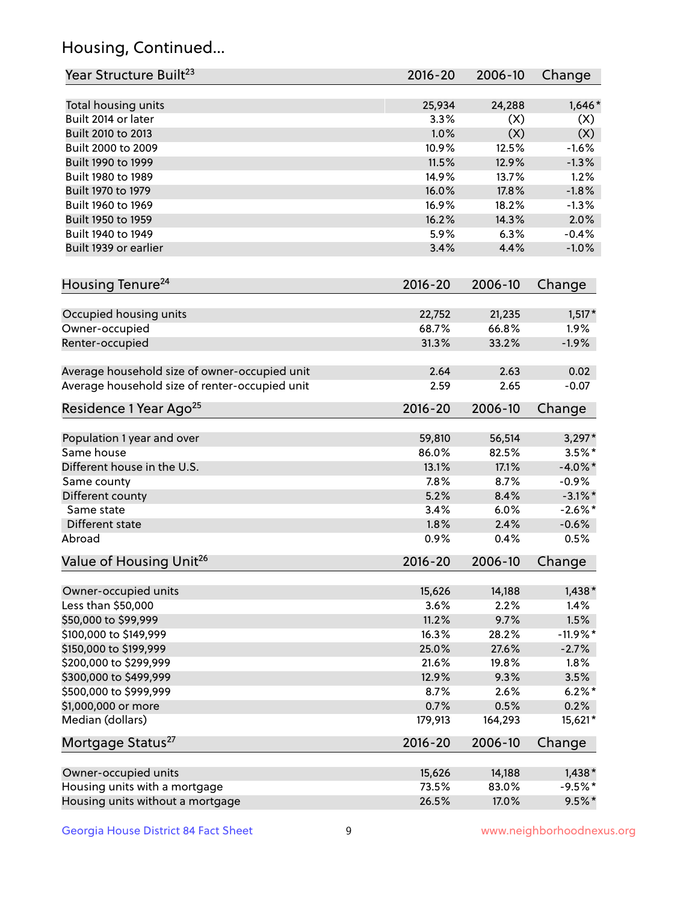## Housing, Continued...

| Year Structure Built[23] | 2016-20 | 2006-10 | Change |
|---|---|---|---|
| Total housing units | 25,934 | 24,288 | 1,646* |
| Built 2014 or later | 3.3% | (X) | (X) |
| Built 2010 to 2013 | 1.0% | (X) | (X) |
| Built 2000 to 2009 | 10.9% | 12.5% | -1.6% |
| Built 1990 to 1999 | 11.5% | 12.9% | -1.3% |
| Built 1980 to 1989 | 14.9% | 13.7% | 1.2% |
| Built 1970 to 1979 | 16.0% | 17.8% | -1.8% |
| Built 1960 to 1969 | 16.9% | 18.2% | -1.3% |
| Built 1950 to 1959 | 16.2% | 14.3% | 2.0% |
| Built 1940 to 1949 | 5.9% | 6.3% | -0.4% |
| Built 1939 or earlier | 3.4% | 4.4% | -1.0% |

| Housing Tenure[24] | 2016-20 | 2006-10 | Change |
|---|---|---|---|
| Occupied housing units | 22,752 | 21,235 | 1,517* |
| Owner-occupied | 68.7% | 66.8% | 1.9% |
| Renter-occupied | 31.3% | 33.2% | -1.9% |
| Average household size of owner-occupied unit | 2.64 | 2.63 | 0.02 |
| Average household size of renter-occupied unit | 2.59 | 2.65 | -0.07 |

| Residence 1 Year Ago[25] | 2016-20 | 2006-10 | Change |
|---|---|---|---|
| Population 1 year and over | 59,810 | 56,514 | 3,297* |
| Same house | 86.0% | 82.5% | 3.5%* |
| Different house in the U.S. | 13.1% | 17.1% | -4.0%* |
| Same county | 7.8% | 8.7% | -0.9% |
| Different county | 5.2% | 8.4% | -3.1%* |
| Same state | 3.4% | 6.0% | -2.6%* |
| Different state | 1.8% | 2.4% | -0.6% |
| Abroad | 0.9% | 0.4% | 0.5% |

| Value of Housing Unit[26] | 2016-20 | 2006-10 | Change |
|---|---|---|---|
| Owner-occupied units | 15,626 | 14,188 | 1,438* |
| Less than $50,000 | 3.6% | 2.2% | 1.4% |
| $50,000 to $99,999 | 11.2% | 9.7% | 1.5% |
| $100,000 to $149,999 | 16.3% | 28.2% | -11.9%* |
| $150,000 to $199,999 | 25.0% | 27.6% | -2.7% |
| $200,000 to $299,999 | 21.6% | 19.8% | 1.8% |
| $300,000 to $499,999 | 12.9% | 9.3% | 3.5% |
| $500,000 to $999,999 | 8.7% | 2.6% | 6.2%* |
| $1,000,000 or more | 0.7% | 0.5% | 0.2% |
| Median (dollars) | 179,913 | 164,293 | 15,621* |

| Mortgage Status[27] | 2016-20 | 2006-10 | Change |
|---|---|---|---|
| Owner-occupied units | 15,626 | 14,188 | 1,438* |
| Housing units with a mortgage | 73.5% | 83.0% | -9.5%* |
| Housing units without a mortgage | 26.5% | 17.0% | 9.5%* |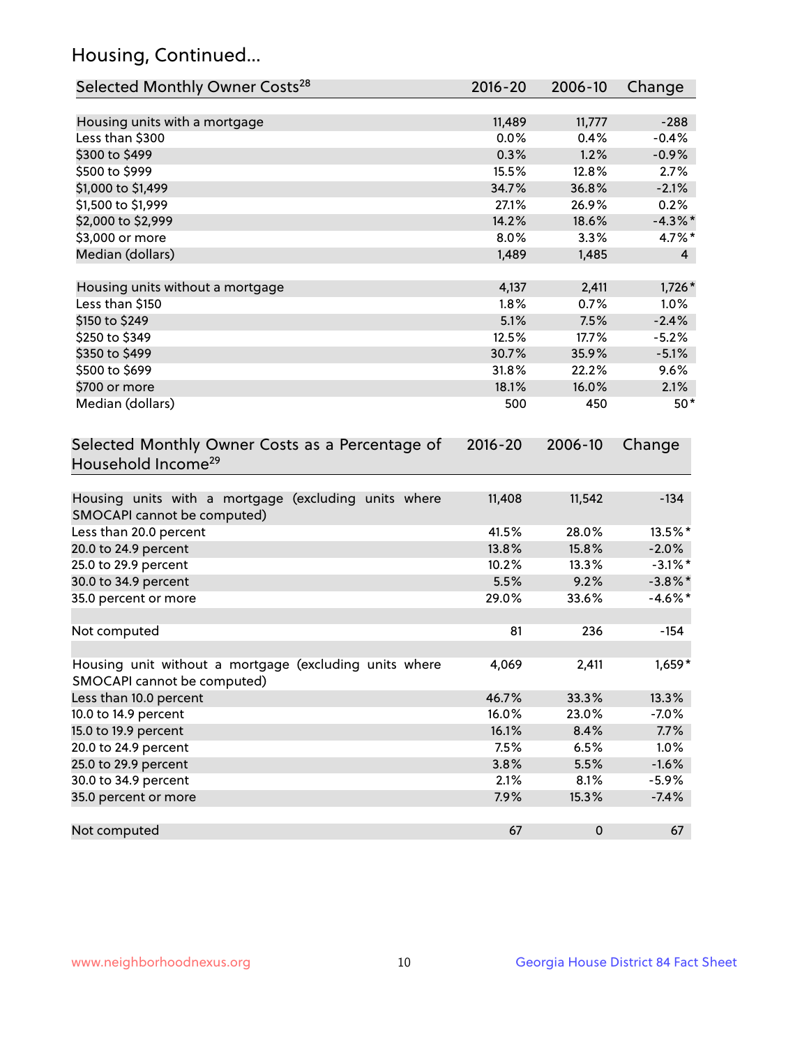## Housing, Continued...

| Selected Monthly Owner Costs[28] | 2016-20 | 2006-10 | Change |
|---|---|---|---|
| Housing units with a mortgage | 11,489 | 11,777 | -288 |
| Less than $300 | 0.0% | 0.4% | -0.4% |
| $300 to $499 | 0.3% | 1.2% | -0.9% |
| $500 to $999 | 15.5% | 12.8% | 2.7% |
| $1,000 to $1,499 | 34.7% | 36.8% | -2.1% |
| $1,500 to $1,999 | 27.1% | 26.9% | 0.2% |
| $2,000 to $2,999 | 14.2% | 18.6% | -4.3%* |
| $3,000 or more | 8.0% | 3.3% | 4.7%* |
| Median (dollars) | 1,489 | 1,485 | 4 |
| | | | |
| Housing units without a mortgage | 4,137 | 2,411 | 1,726* |
| Less than $150 | 1.8% | 0.7% | 1.0% |
| $150 to $249 | 5.1% | 7.5% | -2.4% |
| $250 to $349 | 12.5% | 17.7% | -5.2% |
| $350 to $499 | 30.7% | 35.9% | -5.1% |
| $500 to $699 | 31.8% | 22.2% | 9.6% |
| $700 or more | 18.1% | 16.0% | 2.1% |
| Median (dollars) | 500 | 450 | 50* |

| Selected Monthly Owner Costs as a Percentage of Household Income[29] | 2016-20 | 2006-10 | Change |
|---|---|---|---|
| Housing units with a mortgage (excluding units where SMOCAPI cannot be computed) | 11,408 | 11,542 | -134 |
| Less than 20.0 percent | 41.5% | 28.0% | 13.5%* |
| 20.0 to 24.9 percent | 13.8% | 15.8% | -2.0% |
| 25.0 to 29.9 percent | 10.2% | 13.3% | -3.1%* |
| 30.0 to 34.9 percent | 5.5% | 9.2% | -3.8%* |
| 35.0 percent or more | 29.0% | 33.6% | -4.6%* |
| | | | |
| Not computed | 81 | 236 | -154 |
| | | | |
| Housing unit without a mortgage (excluding units where SMOCAPI cannot be computed) | 4,069 | 2,411 | 1,659* |
| Less than 10.0 percent | 46.7% | 33.3% | 13.3% |
| 10.0 to 14.9 percent | 16.0% | 23.0% | -7.0% |
| 15.0 to 19.9 percent | 16.1% | 8.4% | 7.7% |
| 20.0 to 24.9 percent | 7.5% | 6.5% | 1.0% |
| 25.0 to 29.9 percent | 3.8% | 5.5% | -1.6% |
| 30.0 to 34.9 percent | 2.1% | 8.1% | -5.9% |
| 35.0 percent or more | 7.9% | 15.3% | -7.4% |
| | | | |
| Not computed | 67 | 0 | 67 |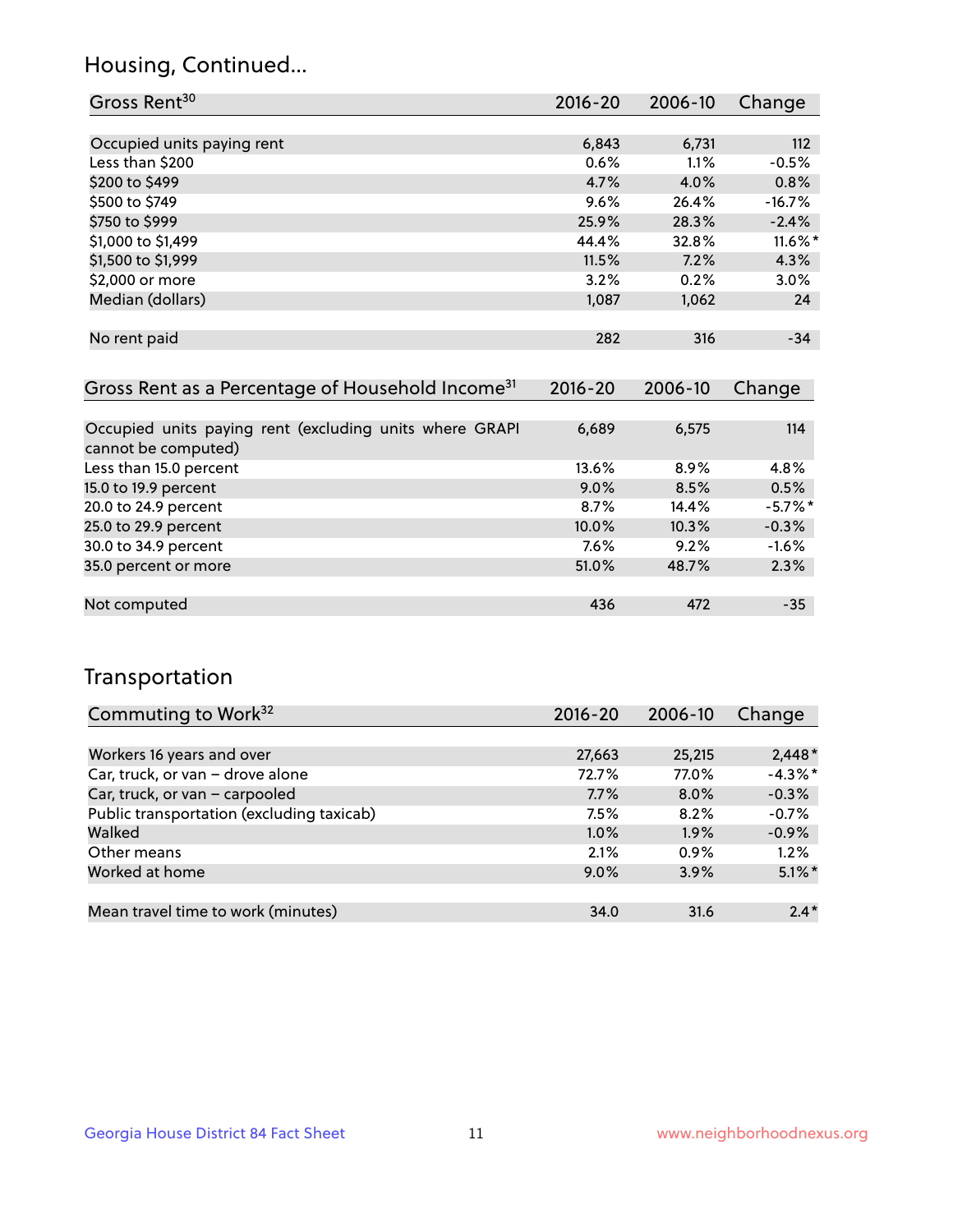## Housing, Continued...

| Gross Rent[30] | 2016-20 | 2006-10 | Change |
|---|---|---|---|
| Occupied units paying rent | 6,843 | 6,731 | 112 |
| Less than $200 | 0.6% | 1.1% | -0.5% |
| $200 to $499 | 4.7% | 4.0% | 0.8% |
| $500 to $749 | 9.6% | 26.4% | -16.7% |
| $750 to $999 | 25.9% | 28.3% | -2.4% |
| $1,000 to $1,499 | 44.4% | 32.8% | 11.6%* |
| $1,500 to $1,999 | 11.5% | 7.2% | 4.3% |
| $2,000 or more | 3.2% | 0.2% | 3.0% |
| Median (dollars) | 1,087 | 1,062 | 24 |
| No rent paid | 282 | 316 | -34 |

| Gross Rent as a Percentage of Household Income[31] | 2016-20 | 2006-10 | Change |
|---|---|---|---|
| Occupied units paying rent (excluding units where GRAPI cannot be computed) | 6,689 | 6,575 | 114 |
| Less than 15.0 percent | 13.6% | 8.9% | 4.8% |
| 15.0 to 19.9 percent | 9.0% | 8.5% | 0.5% |
| 20.0 to 24.9 percent | 8.7% | 14.4% | -5.7%* |
| 25.0 to 29.9 percent | 10.0% | 10.3% | -0.3% |
| 30.0 to 34.9 percent | 7.6% | 9.2% | -1.6% |
| 35.0 percent or more | 51.0% | 48.7% | 2.3% |
| Not computed | 436 | 472 | -35 |

## Transportation

| Commuting to Work[32] | 2016-20 | 2006-10 | Change |
|---|---|---|---|
| Workers 16 years and over | 27,663 | 25,215 | 2,448* |
| Car, truck, or van – drove alone | 72.7% | 77.0% | -4.3%* |
| Car, truck, or van – carpooled | 7.7% | 8.0% | -0.3% |
| Public transportation (excluding taxicab) | 7.5% | 8.2% | -0.7% |
| Walked | 1.0% | 1.9% | -0.9% |
| Other means | 2.1% | 0.9% | 1.2% |
| Worked at home | 9.0% | 3.9% | 5.1%* |
| Mean travel time to work (minutes) | 34.0 | 31.6 | 2.4* |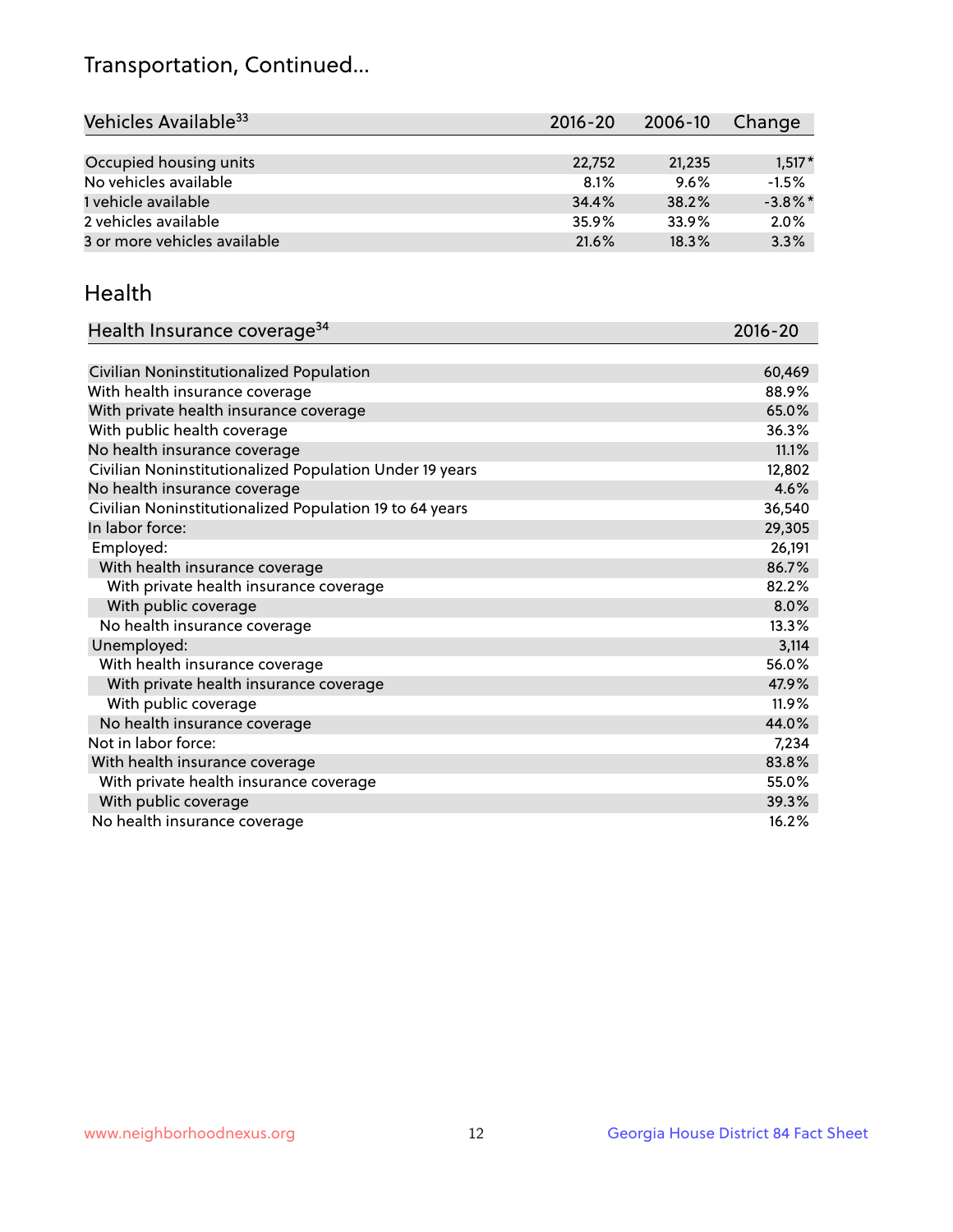## Transportation, Continued...

| Vehicles Available[33] | 2016-20 | 2006-10 | Change |
|---|---|---|---|
| Occupied housing units | 22,752 | 21,235 | 1,517* |
| No vehicles available | 8.1% | 9.6% | -1.5% |
| 1 vehicle available | 34.4% | 38.2% | -3.8%* |
| 2 vehicles available | 35.9% | 33.9% | 2.0% |
| 3 or more vehicles available | 21.6% | 18.3% | 3.3% |

## Health

| Health Insurance coverage[34] | 2016-20 |
|---|---|
| Civilian Noninstitutionalized Population | 60,469 |
| With health insurance coverage | 88.9% |
| With private health insurance coverage | 65.0% |
| With public health coverage | 36.3% |
| No health insurance coverage | 11.1% |
| Civilian Noninstitutionalized Population Under 19 years | 12,802 |
| No health insurance coverage | 4.6% |
| Civilian Noninstitutionalized Population 19 to 64 years | 36,540 |
| In labor force: | 29,305 |
| Employed: | 26,191 |
| With health insurance coverage | 86.7% |
| With private health insurance coverage | 82.2% |
| With public coverage | 8.0% |
| No health insurance coverage | 13.3% |
| Unemployed: | 3,114 |
| With health insurance coverage | 56.0% |
| With private health insurance coverage | 47.9% |
| With public coverage | 11.9% |
| No health insurance coverage | 44.0% |
| Not in labor force: | 7,234 |
| With health insurance coverage | 83.8% |
| With private health insurance coverage | 55.0% |
| With public coverage | 39.3% |
| No health insurance coverage | 16.2% |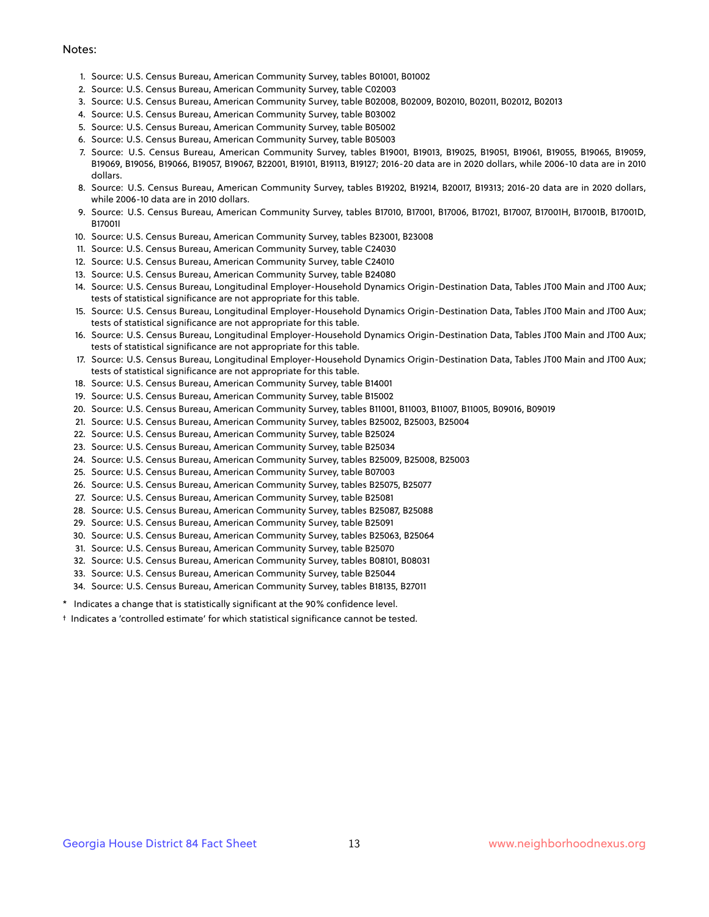Notes:

1. Source: U.S. Census Bureau, American Community Survey, tables B01001, B01002
2. Source: U.S. Census Bureau, American Community Survey, table C02003
3. Source: U.S. Census Bureau, American Community Survey, table B02008, B02009, B02010, B02011, B02012, B02013
4. Source: U.S. Census Bureau, American Community Survey, table B03002
5. Source: U.S. Census Bureau, American Community Survey, table B05002
6. Source: U.S. Census Bureau, American Community Survey, table B05003
7. Source: U.S. Census Bureau, American Community Survey, tables B19001, B19013, B19025, B19051, B19061, B19055, B19065, B19059, B19069, B19056, B19066, B19057, B19067, B22001, B19101, B19113, B19127; 2016-20 data are in 2020 dollars, while 2006-10 data are in 2010 dollars.
8. Source: U.S. Census Bureau, American Community Survey, tables B19202, B19214, B20017, B19313; 2016-20 data are in 2020 dollars, while 2006-10 data are in 2010 dollars.
9. Source: U.S. Census Bureau, American Community Survey, tables B17010, B17001, B17006, B17021, B17007, B17001H, B17001B, B17001D, B17001I
10. Source: U.S. Census Bureau, American Community Survey, tables B23001, B23008
11. Source: U.S. Census Bureau, American Community Survey, table C24030
12. Source: U.S. Census Bureau, American Community Survey, table C24010
13. Source: U.S. Census Bureau, American Community Survey, table B24080
14. Source: U.S. Census Bureau, Longitudinal Employer-Household Dynamics Origin-Destination Data, Tables JT00 Main and JT00 Aux; tests of statistical significance are not appropriate for this table.
15. Source: U.S. Census Bureau, Longitudinal Employer-Household Dynamics Origin-Destination Data, Tables JT00 Main and JT00 Aux; tests of statistical significance are not appropriate for this table.
16. Source: U.S. Census Bureau, Longitudinal Employer-Household Dynamics Origin-Destination Data, Tables JT00 Main and JT00 Aux; tests of statistical significance are not appropriate for this table.
17. Source: U.S. Census Bureau, Longitudinal Employer-Household Dynamics Origin-Destination Data, Tables JT00 Main and JT00 Aux; tests of statistical significance are not appropriate for this table.
18. Source: U.S. Census Bureau, American Community Survey, table B14001
19. Source: U.S. Census Bureau, American Community Survey, table B15002
20. Source: U.S. Census Bureau, American Community Survey, tables B11001, B11003, B11007, B11005, B09016, B09019
21. Source: U.S. Census Bureau, American Community Survey, tables B25002, B25003, B25004
22. Source: U.S. Census Bureau, American Community Survey, table B25024
23. Source: U.S. Census Bureau, American Community Survey, table B25034
24. Source: U.S. Census Bureau, American Community Survey, tables B25009, B25008, B25003
25. Source: U.S. Census Bureau, American Community Survey, table B07003
26. Source: U.S. Census Bureau, American Community Survey, tables B25075, B25077
27. Source: U.S. Census Bureau, American Community Survey, table B25081
28. Source: U.S. Census Bureau, American Community Survey, tables B25087, B25088
29. Source: U.S. Census Bureau, American Community Survey, table B25091
30. Source: U.S. Census Bureau, American Community Survey, tables B25063, B25064
31. Source: U.S. Census Bureau, American Community Survey, table B25070
32. Source: U.S. Census Bureau, American Community Survey, tables B08101, B08031
33. Source: U.S. Census Bureau, American Community Survey, table B25044
34. Source: U.S. Census Bureau, American Community Survey, tables B18135, B27011

\* Indicates a change that is statistically significant at the 90% confidence level.

† Indicates a 'controlled estimate' for which statistical significance cannot be tested.